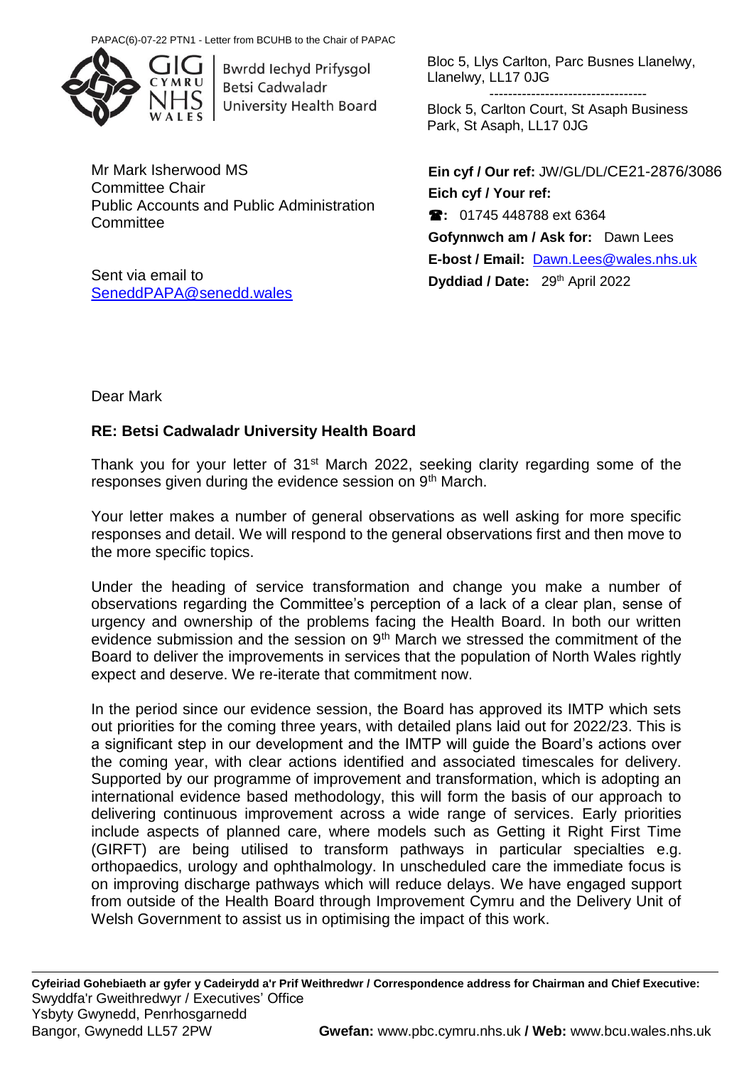PAPAC(6)-07-22 PTN1 - Letter from BCUHB to the Chair of PAPAC

Bwrdd Iechyd Prifysgol Betsi Cadwaladr University Health Board

Bloc 5, Llys Carlton, Parc Busnes Llanelwy, Llanelwy, LL17 0JG

Block 5, Carlton Court, St Asaph Business Park, St Asaph, LL17 0JG

Mr Mark Isherwood MS
Committee Chair
Public Accounts and Public Administration Committee

Sent via email to SeneddPAPA@senedd.wales

**Ein cyf / Our ref:** JW/GL/DL/CE21-2876/3086
**Eich cyf / Your ref:**
☎: 01745 448788 ext 6364
**Gofynnwch am / Ask for:** Dawn Lees
**E-bost / Email:** Dawn.Lees@wales.nhs.uk
**Dyddiad / Date:** 29th April 2022

Dear Mark

**RE: Betsi Cadwaladr University Health Board**

Thank you for your letter of 31st March 2022, seeking clarity regarding some of the responses given during the evidence session on 9th March.

Your letter makes a number of general observations as well asking for more specific responses and detail. We will respond to the general observations first and then move to the more specific topics.

Under the heading of service transformation and change you make a number of observations regarding the Committee's perception of a lack of a clear plan, sense of urgency and ownership of the problems facing the Health Board. In both our written evidence submission and the session on 9th March we stressed the commitment of the Board to deliver the improvements in services that the population of North Wales rightly expect and deserve. We re-iterate that commitment now.

In the period since our evidence session, the Board has approved its IMTP which sets out priorities for the coming three years, with detailed plans laid out for 2022/23. This is a significant step in our development and the IMTP will guide the Board's actions over the coming year, with clear actions identified and associated timescales for delivery. Supported by our programme of improvement and transformation, which is adopting an international evidence based methodology, this will form the basis of our approach to delivering continuous improvement across a wide range of services. Early priorities include aspects of planned care, where models such as Getting it Right First Time (GIRFT) are being utilised to transform pathways in particular specialties e.g. orthopaedics, urology and ophthalmology. In unscheduled care the immediate focus is on improving discharge pathways which will reduce delays. We have engaged support from outside of the Health Board through Improvement Cymru and the Delivery Unit of Welsh Government to assist us in optimising the impact of this work.

**Cyfeiriad Gohebiaeth ar gyfer y Cadeirydd a'r Prif Weithredwr / Correspondence address for Chairman and Chief Executive:**
Swyddfa'r Gweithredwyr / Executives' Office
Ysbyty Gwynedd, Penrhosgarnedd
Bangor, Gwynedd LL57 2PW
**Gwefan:** www.pbc.cymru.nhs.uk **/ Web:** www.bcu.wales.nhs.uk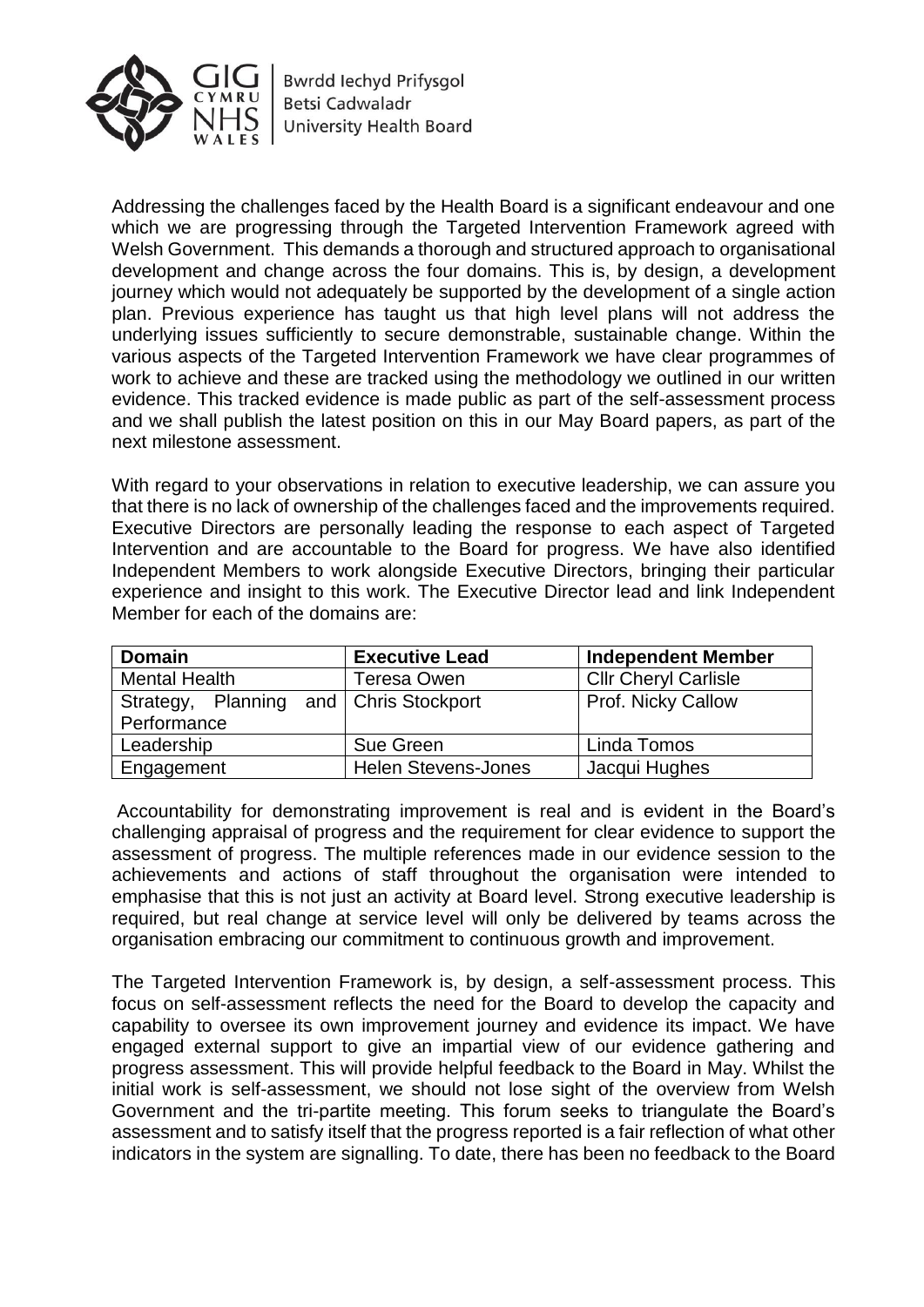Addressing the challenges faced by the Health Board is a significant endeavour and one which we are progressing through the Targeted Intervention Framework agreed with Welsh Government. This demands a thorough and structured approach to organisational development and change across the four domains. This is, by design, a development journey which would not adequately be supported by the development of a single action plan. Previous experience has taught us that high level plans will not address the underlying issues sufficiently to secure demonstrable, sustainable change. Within the various aspects of the Targeted Intervention Framework we have clear programmes of work to achieve and these are tracked using the methodology we outlined in our written evidence. This tracked evidence is made public as part of the self-assessment process and we shall publish the latest position on this in our May Board papers, as part of the next milestone assessment.

With regard to your observations in relation to executive leadership, we can assure you that there is no lack of ownership of the challenges faced and the improvements required. Executive Directors are personally leading the response to each aspect of Targeted Intervention and are accountable to the Board for progress. We have also identified Independent Members to work alongside Executive Directors, bringing their particular experience and insight to this work. The Executive Director lead and link Independent Member for each of the domains are:

| Domain | Executive Lead | Independent Member |
|---|---|---|
| Mental Health | Teresa Owen | Cllr Cheryl Carlisle |
| Strategy, Planning and Performance | Chris Stockport | Prof. Nicky Callow |
| Leadership | Sue Green | Linda Tomos |
| Engagement | Helen Stevens-Jones | Jacqui Hughes |

Accountability for demonstrating improvement is real and is evident in the Board's challenging appraisal of progress and the requirement for clear evidence to support the assessment of progress. The multiple references made in our evidence session to the achievements and actions of staff throughout the organisation were intended to emphasise that this is not just an activity at Board level. Strong executive leadership is required, but real change at service level will only be delivered by teams across the organisation embracing our commitment to continuous growth and improvement.

The Targeted Intervention Framework is, by design, a self-assessment process. This focus on self-assessment reflects the need for the Board to develop the capacity and capability to oversee its own improvement journey and evidence its impact. We have engaged external support to give an impartial view of our evidence gathering and progress assessment. This will provide helpful feedback to the Board in May. Whilst the initial work is self-assessment, we should not lose sight of the overview from Welsh Government and the tri-partite meeting. This forum seeks to triangulate the Board's assessment and to satisfy itself that the progress reported is a fair reflection of what other indicators in the system are signalling. To date, there has been no feedback to the Board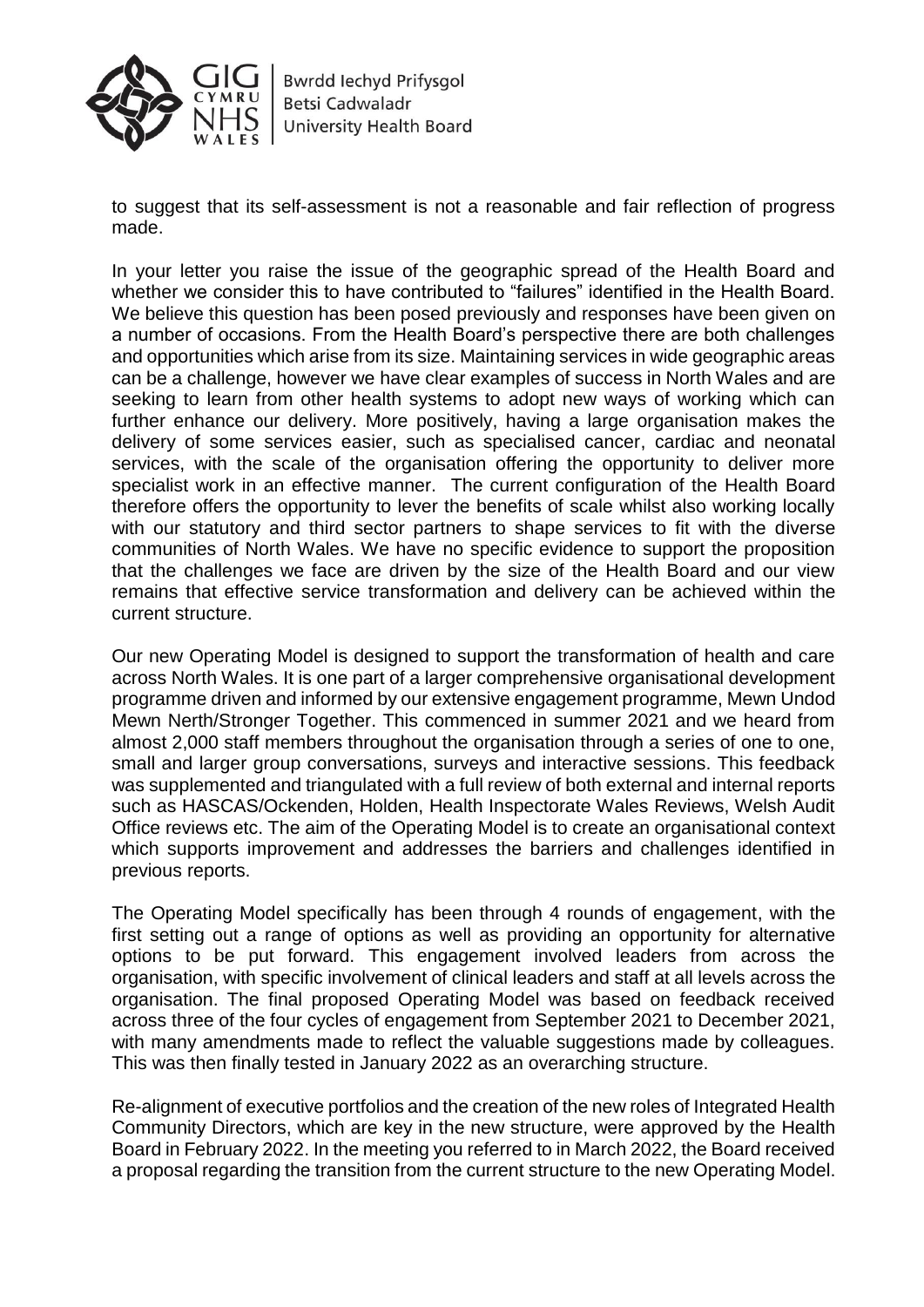to suggest that its self-assessment is not a reasonable and fair reflection of progress made.

In your letter you raise the issue of the geographic spread of the Health Board and whether we consider this to have contributed to "failures" identified in the Health Board. We believe this question has been posed previously and responses have been given on a number of occasions. From the Health Board's perspective there are both challenges and opportunities which arise from its size. Maintaining services in wide geographic areas can be a challenge, however we have clear examples of success in North Wales and are seeking to learn from other health systems to adopt new ways of working which can further enhance our delivery. More positively, having a large organisation makes the delivery of some services easier, such as specialised cancer, cardiac and neonatal services, with the scale of the organisation offering the opportunity to deliver more specialist work in an effective manner. The current configuration of the Health Board therefore offers the opportunity to lever the benefits of scale whilst also working locally with our statutory and third sector partners to shape services to fit with the diverse communities of North Wales. We have no specific evidence to support the proposition that the challenges we face are driven by the size of the Health Board and our view remains that effective service transformation and delivery can be achieved within the current structure.

Our new Operating Model is designed to support the transformation of health and care across North Wales. It is one part of a larger comprehensive organisational development programme driven and informed by our extensive engagement programme, Mewn Undod Mewn Nerth/Stronger Together. This commenced in summer 2021 and we heard from almost 2,000 staff members throughout the organisation through a series of one to one, small and larger group conversations, surveys and interactive sessions. This feedback was supplemented and triangulated with a full review of both external and internal reports such as HASCAS/Ockenden, Holden, Health Inspectorate Wales Reviews, Welsh Audit Office reviews etc. The aim of the Operating Model is to create an organisational context which supports improvement and addresses the barriers and challenges identified in previous reports.

The Operating Model specifically has been through 4 rounds of engagement, with the first setting out a range of options as well as providing an opportunity for alternative options to be put forward. This engagement involved leaders from across the organisation, with specific involvement of clinical leaders and staff at all levels across the organisation. The final proposed Operating Model was based on feedback received across three of the four cycles of engagement from September 2021 to December 2021, with many amendments made to reflect the valuable suggestions made by colleagues. This was then finally tested in January 2022 as an overarching structure.

Re-alignment of executive portfolios and the creation of the new roles of Integrated Health Community Directors, which are key in the new structure, were approved by the Health Board in February 2022. In the meeting you referred to in March 2022, the Board received a proposal regarding the transition from the current structure to the new Operating Model.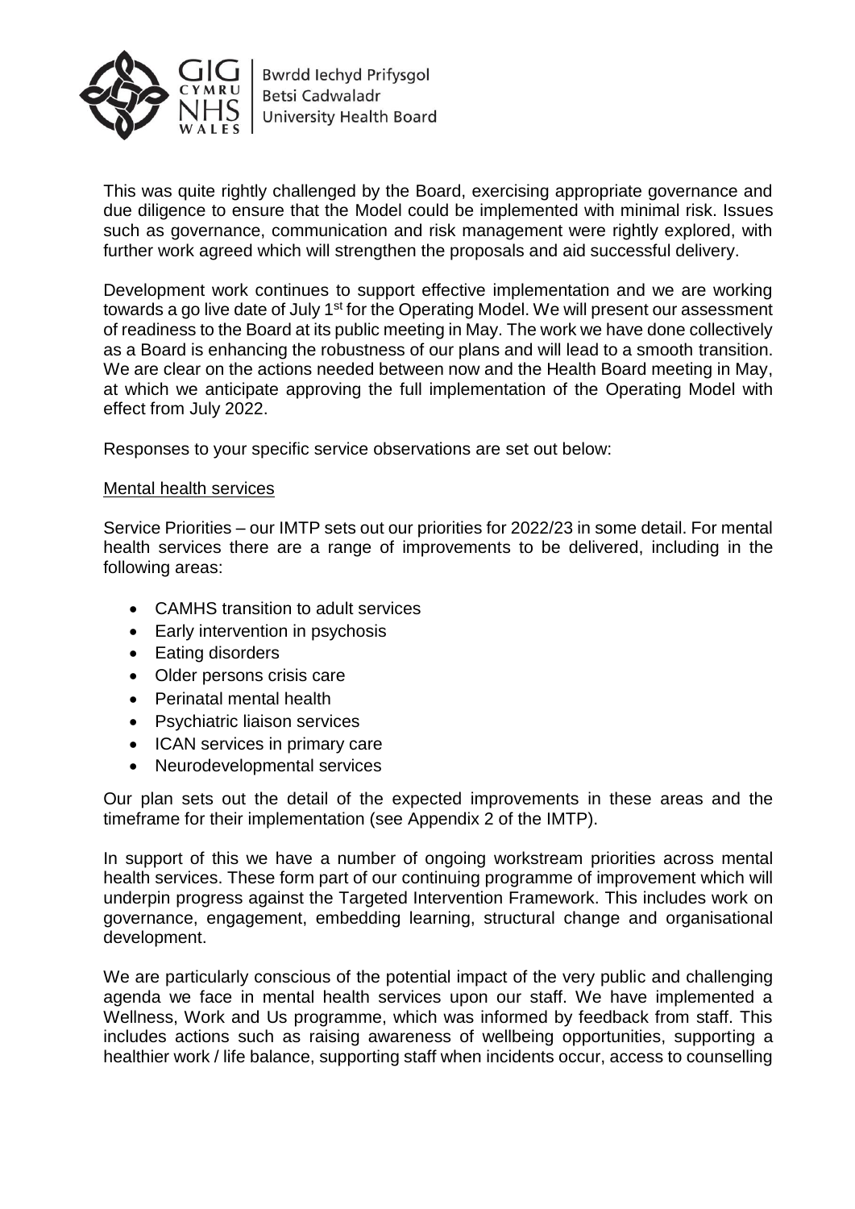This was quite rightly challenged by the Board, exercising appropriate governance and due diligence to ensure that the Model could be implemented with minimal risk. Issues such as governance, communication and risk management were rightly explored, with further work agreed which will strengthen the proposals and aid successful delivery.

Development work continues to support effective implementation and we are working towards a go live date of July 1st for the Operating Model. We will present our assessment of readiness to the Board at its public meeting in May. The work we have done collectively as a Board is enhancing the robustness of our plans and will lead to a smooth transition. We are clear on the actions needed between now and the Health Board meeting in May, at which we anticipate approving the full implementation of the Operating Model with effect from July 2022.

Responses to your specific service observations are set out below:

<u>Mental health services</u>

Service Priorities – our IMTP sets out our priorities for 2022/23 in some detail. For mental health services there are a range of improvements to be delivered, including in the following areas:

- CAMHS transition to adult services
- Early intervention in psychosis
- Eating disorders
- Older persons crisis care
- Perinatal mental health
- Psychiatric liaison services
- ICAN services in primary care
- Neurodevelopmental services

Our plan sets out the detail of the expected improvements in these areas and the timeframe for their implementation (see Appendix 2 of the IMTP).

In support of this we have a number of ongoing workstream priorities across mental health services. These form part of our continuing programme of improvement which will underpin progress against the Targeted Intervention Framework. This includes work on governance, engagement, embedding learning, structural change and organisational development.

We are particularly conscious of the potential impact of the very public and challenging agenda we face in mental health services upon our staff. We have implemented a Wellness, Work and Us programme, which was informed by feedback from staff. This includes actions such as raising awareness of wellbeing opportunities, supporting a healthier work / life balance, supporting staff when incidents occur, access to counselling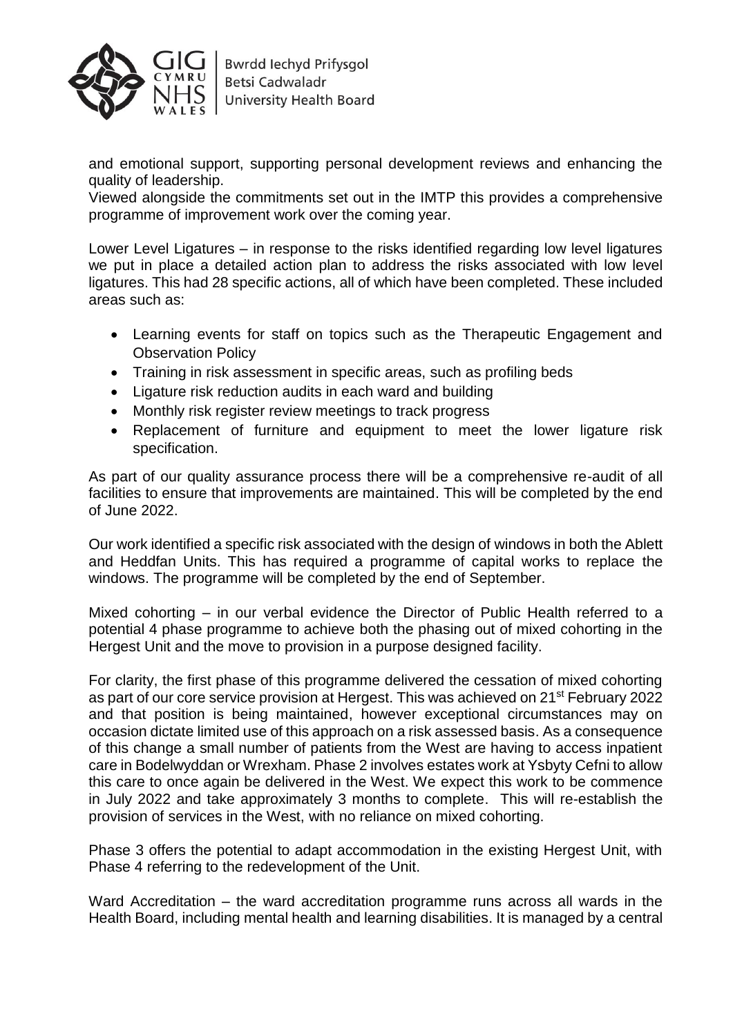and emotional support, supporting personal development reviews and enhancing the quality of leadership.

Viewed alongside the commitments set out in the IMTP this provides a comprehensive programme of improvement work over the coming year.

Lower Level Ligatures – in response to the risks identified regarding low level ligatures we put in place a detailed action plan to address the risks associated with low level ligatures. This had 28 specific actions, all of which have been completed. These included areas such as:

- Learning events for staff on topics such as the Therapeutic Engagement and Observation Policy
- Training in risk assessment in specific areas, such as profiling beds
- Ligature risk reduction audits in each ward and building
- Monthly risk register review meetings to track progress
- Replacement of furniture and equipment to meet the lower ligature risk specification.

As part of our quality assurance process there will be a comprehensive re-audit of all facilities to ensure that improvements are maintained. This will be completed by the end of June 2022.

Our work identified a specific risk associated with the design of windows in both the Ablett and Heddfan Units. This has required a programme of capital works to replace the windows. The programme will be completed by the end of September.

Mixed cohorting – in our verbal evidence the Director of Public Health referred to a potential 4 phase programme to achieve both the phasing out of mixed cohorting in the Hergest Unit and the move to provision in a purpose designed facility.

For clarity, the first phase of this programme delivered the cessation of mixed cohorting as part of our core service provision at Hergest. This was achieved on 21st February 2022 and that position is being maintained, however exceptional circumstances may on occasion dictate limited use of this approach on a risk assessed basis. As a consequence of this change a small number of patients from the West are having to access inpatient care in Bodelwyddan or Wrexham. Phase 2 involves estates work at Ysbyty Cefni to allow this care to once again be delivered in the West. We expect this work to be commence in July 2022 and take approximately 3 months to complete. This will re-establish the provision of services in the West, with no reliance on mixed cohorting.

Phase 3 offers the potential to adapt accommodation in the existing Hergest Unit, with Phase 4 referring to the redevelopment of the Unit.

Ward Accreditation – the ward accreditation programme runs across all wards in the Health Board, including mental health and learning disabilities. It is managed by a central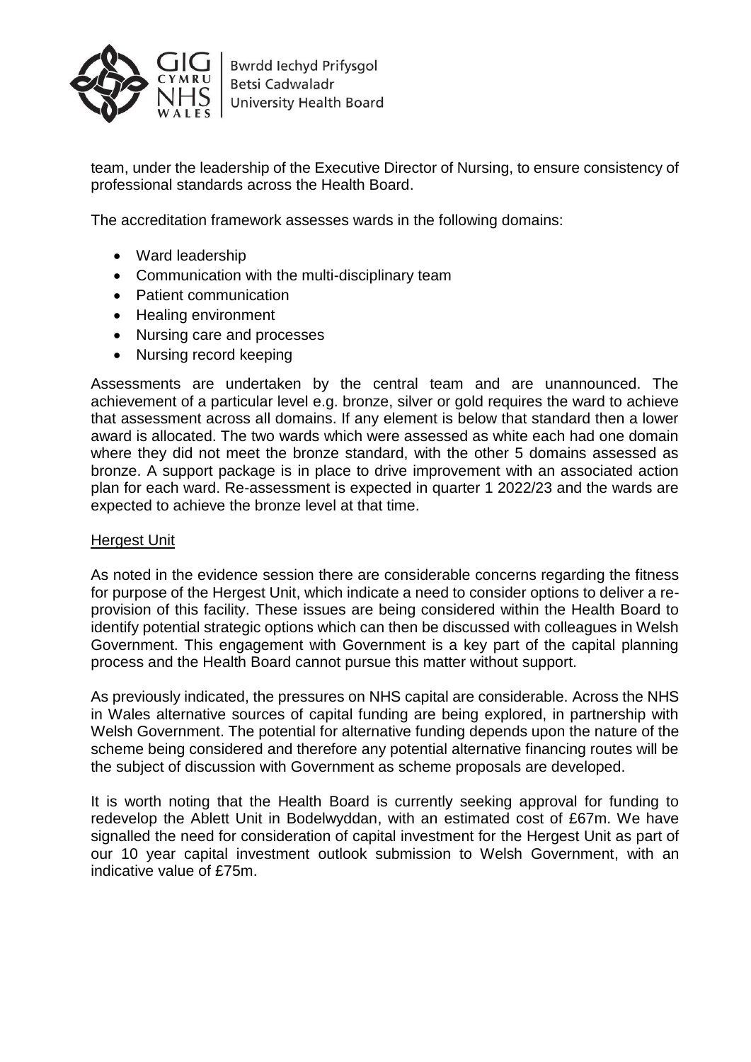team, under the leadership of the Executive Director of Nursing, to ensure consistency of professional standards across the Health Board.

The accreditation framework assesses wards in the following domains:

- Ward leadership
- Communication with the multi-disciplinary team
- Patient communication
- Healing environment
- Nursing care and processes
- Nursing record keeping

Assessments are undertaken by the central team and are unannounced. The achievement of a particular level e.g. bronze, silver or gold requires the ward to achieve that assessment across all domains. If any element is below that standard then a lower award is allocated. The two wards which were assessed as white each had one domain where they did not meet the bronze standard, with the other 5 domains assessed as bronze. A support package is in place to drive improvement with an associated action plan for each ward. Re-assessment is expected in quarter 1 2022/23 and the wards are expected to achieve the bronze level at that time.

<u>Hergest Unit</u>

As noted in the evidence session there are considerable concerns regarding the fitness for purpose of the Hergest Unit, which indicate a need to consider options to deliver a re-provision of this facility. These issues are being considered within the Health Board to identify potential strategic options which can then be discussed with colleagues in Welsh Government. This engagement with Government is a key part of the capital planning process and the Health Board cannot pursue this matter without support.

As previously indicated, the pressures on NHS capital are considerable. Across the NHS in Wales alternative sources of capital funding are being explored, in partnership with Welsh Government. The potential for alternative funding depends upon the nature of the scheme being considered and therefore any potential alternative financing routes will be the subject of discussion with Government as scheme proposals are developed.

It is worth noting that the Health Board is currently seeking approval for funding to redevelop the Ablett Unit in Bodelwyddan, with an estimated cost of £67m. We have signalled the need for consideration of capital investment for the Hergest Unit as part of our 10 year capital investment outlook submission to Welsh Government, with an indicative value of £75m.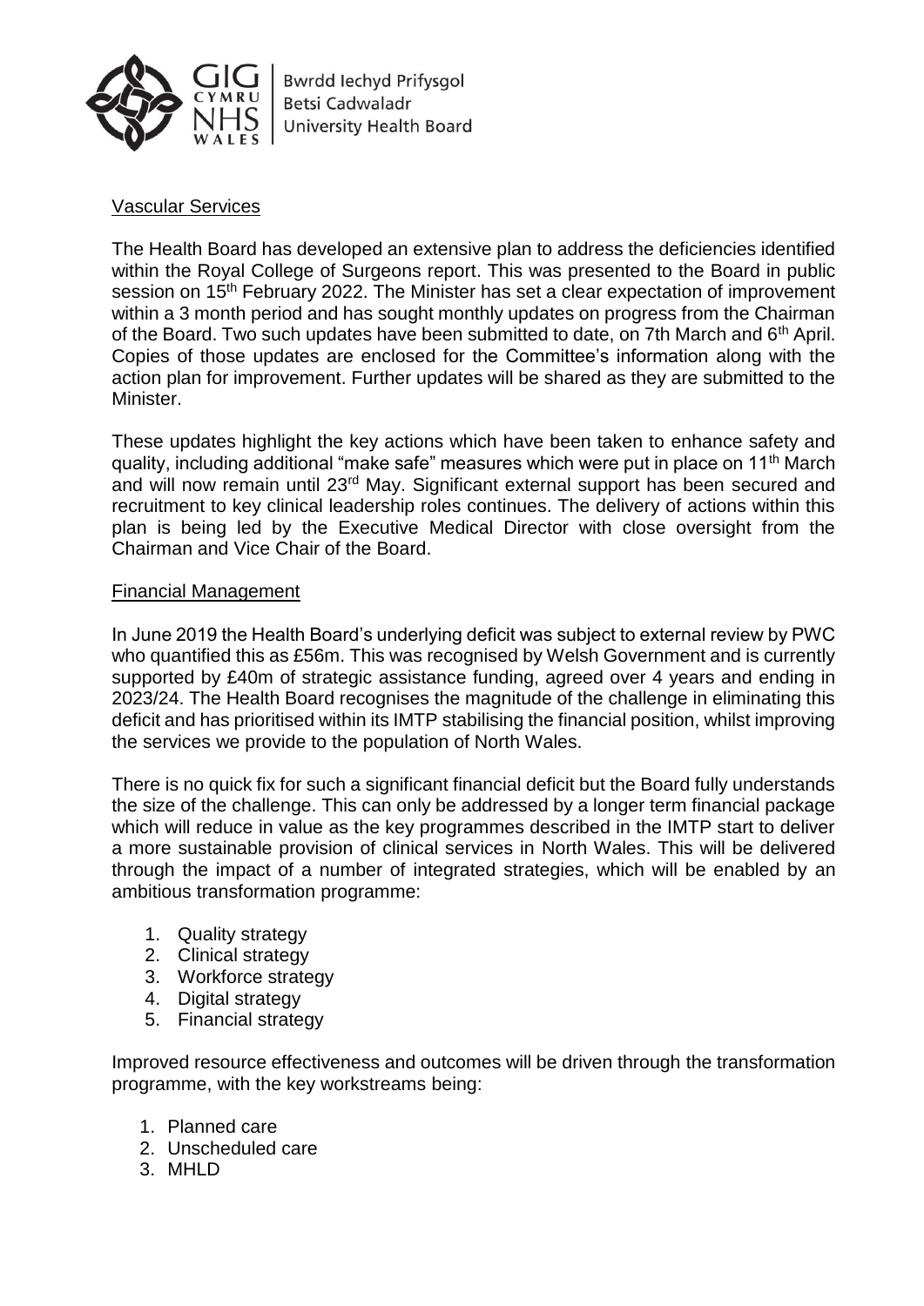Vascular Services

The Health Board has developed an extensive plan to address the deficiencies identified within the Royal College of Surgeons report. This was presented to the Board in public session on 15th February 2022. The Minister has set a clear expectation of improvement within a 3 month period and has sought monthly updates on progress from the Chairman of the Board. Two such updates have been submitted to date, on 7th March and 6th April. Copies of those updates are enclosed for the Committee's information along with the action plan for improvement. Further updates will be shared as they are submitted to the Minister.

These updates highlight the key actions which have been taken to enhance safety and quality, including additional "make safe" measures which were put in place on 11th March and will now remain until 23rd May. Significant external support has been secured and recruitment to key clinical leadership roles continues. The delivery of actions within this plan is being led by the Executive Medical Director with close oversight from the Chairman and Vice Chair of the Board.

Financial Management

In June 2019 the Health Board's underlying deficit was subject to external review by PWC who quantified this as £56m. This was recognised by Welsh Government and is currently supported by £40m of strategic assistance funding, agreed over 4 years and ending in 2023/24. The Health Board recognises the magnitude of the challenge in eliminating this deficit and has prioritised within its IMTP stabilising the financial position, whilst improving the services we provide to the population of North Wales.

There is no quick fix for such a significant financial deficit but the Board fully understands the size of the challenge. This can only be addressed by a longer term financial package which will reduce in value as the key programmes described in the IMTP start to deliver a more sustainable provision of clinical services in North Wales. This will be delivered through the impact of a number of integrated strategies, which will be enabled by an ambitious transformation programme:

1. Quality strategy
2. Clinical strategy
3. Workforce strategy
4. Digital strategy
5. Financial strategy

Improved resource effectiveness and outcomes will be driven through the transformation programme, with the key workstreams being:

1. Planned care
2. Unscheduled care
3. MHLD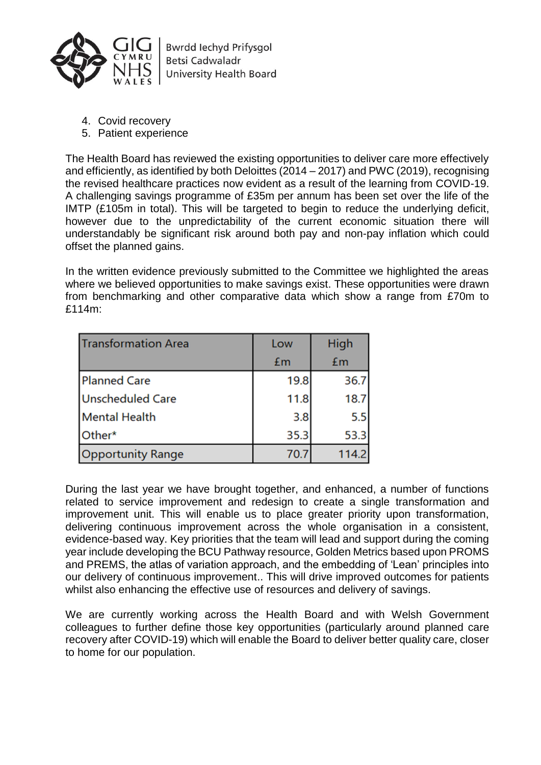4. Covid recovery
5. Patient experience

The Health Board has reviewed the existing opportunities to deliver care more effectively and efficiently, as identified by both Deloittes (2014 – 2017) and PWC (2019), recognising the revised healthcare practices now evident as a result of the learning from COVID-19. A challenging savings programme of £35m per annum has been set over the life of the IMTP (£105m in total). This will be targeted to begin to reduce the underlying deficit, however due to the unpredictability of the current economic situation there will understandably be significant risk around both pay and non-pay inflation which could offset the planned gains.

In the written evidence previously submitted to the Committee we highlighted the areas where we believed opportunities to make savings exist. These opportunities were drawn from benchmarking and other comparative data which show a range from £70m to £114m:

| Transformation Area | Low £m | High £m |
|---|---|---|
| Planned Care | 19.8 | 36.7 |
| Unscheduled Care | 11.8 | 18.7 |
| Mental Health | 3.8 | 5.5 |
| Other* | 35.3 | 53.3 |
| Opportunity Range | 70.7 | 114.2 |

During the last year we have brought together, and enhanced, a number of functions related to service improvement and redesign to create a single transformation and improvement unit. This will enable us to place greater priority upon transformation, delivering continuous improvement across the whole organisation in a consistent, evidence-based way. Key priorities that the team will lead and support during the coming year include developing the BCU Pathway resource, Golden Metrics based upon PROMS and PREMS, the atlas of variation approach, and the embedding of 'Lean' principles into our delivery of continuous improvement.. This will drive improved outcomes for patients whilst also enhancing the effective use of resources and delivery of savings.

We are currently working across the Health Board and with Welsh Government colleagues to further define those key opportunities (particularly around planned care recovery after COVID-19) which will enable the Board to deliver better quality care, closer to home for our population.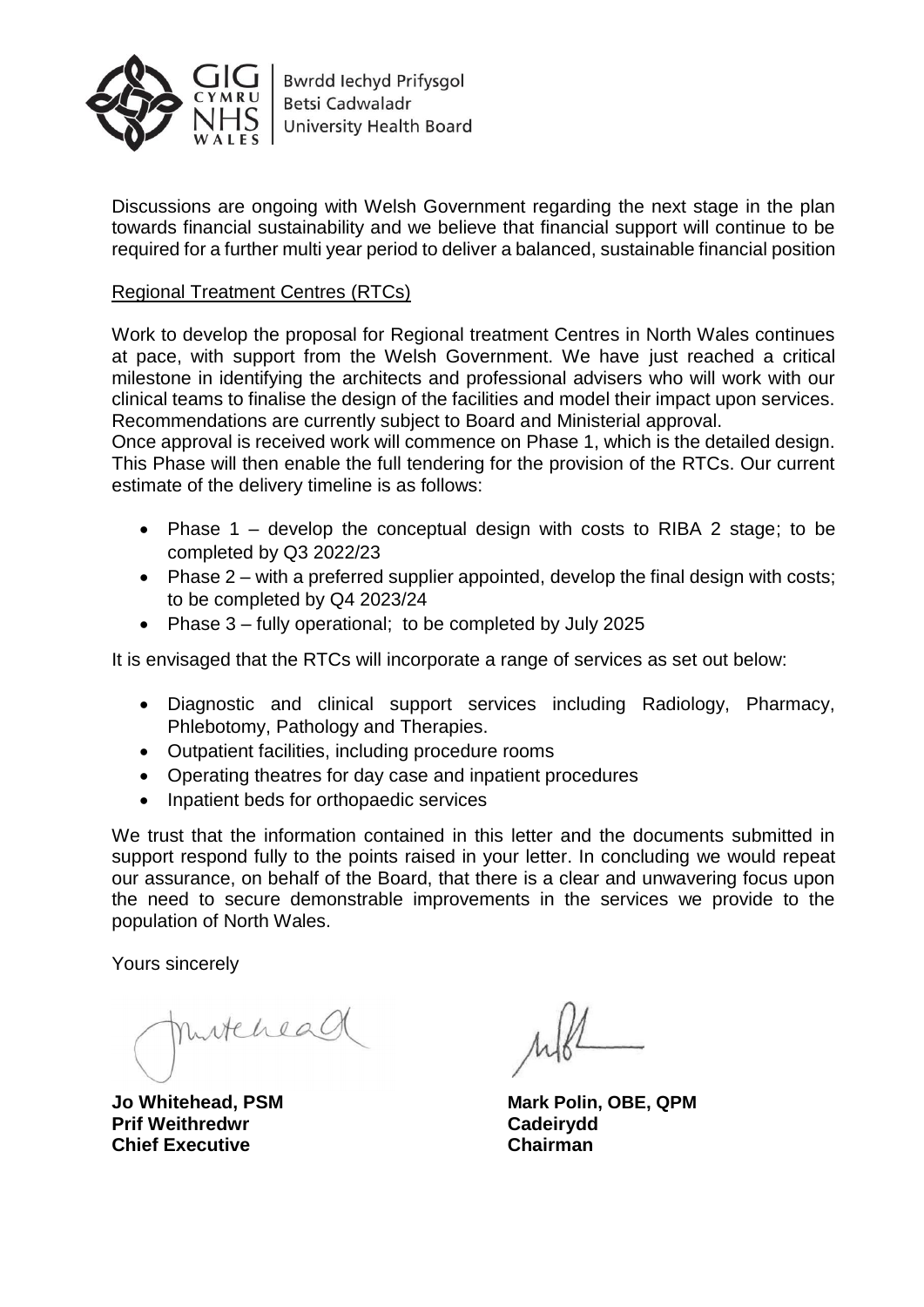Discussions are ongoing with Welsh Government regarding the next stage in the plan towards financial sustainability and we believe that financial support will continue to be required for a further multi year period to deliver a balanced, sustainable financial position

Regional Treatment Centres (RTCs)

Work to develop the proposal for Regional treatment Centres in North Wales continues at pace, with support from the Welsh Government. We have just reached a critical milestone in identifying the architects and professional advisers who will work with our clinical teams to finalise the design of the facilities and model their impact upon services. Recommendations are currently subject to Board and Ministerial approval.
Once approval is received work will commence on Phase 1, which is the detailed design. This Phase will then enable the full tendering for the provision of the RTCs. Our current estimate of the delivery timeline is as follows:

- Phase 1 – develop the conceptual design with costs to RIBA 2 stage; to be completed by Q3 2022/23
- Phase 2 – with a preferred supplier appointed, develop the final design with costs; to be completed by Q4 2023/24
- Phase 3 – fully operational; to be completed by July 2025

It is envisaged that the RTCs will incorporate a range of services as set out below:

- Diagnostic and clinical support services including Radiology, Pharmacy, Phlebotomy, Pathology and Therapies.
- Outpatient facilities, including procedure rooms
- Operating theatres for day case and inpatient procedures
- Inpatient beds for orthopaedic services

We trust that the information contained in this letter and the documents submitted in support respond fully to the points raised in your letter. In concluding we would repeat our assurance, on behalf of the Board, that there is a clear and unwavering focus upon the need to secure demonstrable improvements in the services we provide to the population of North Wales.

Yours sincerely

**Jo Whitehead, PSM**
**Prif Weithredwr**
**Chief Executive**

**Mark Polin, OBE, QPM**
**Cadeirydd**
**Chairman**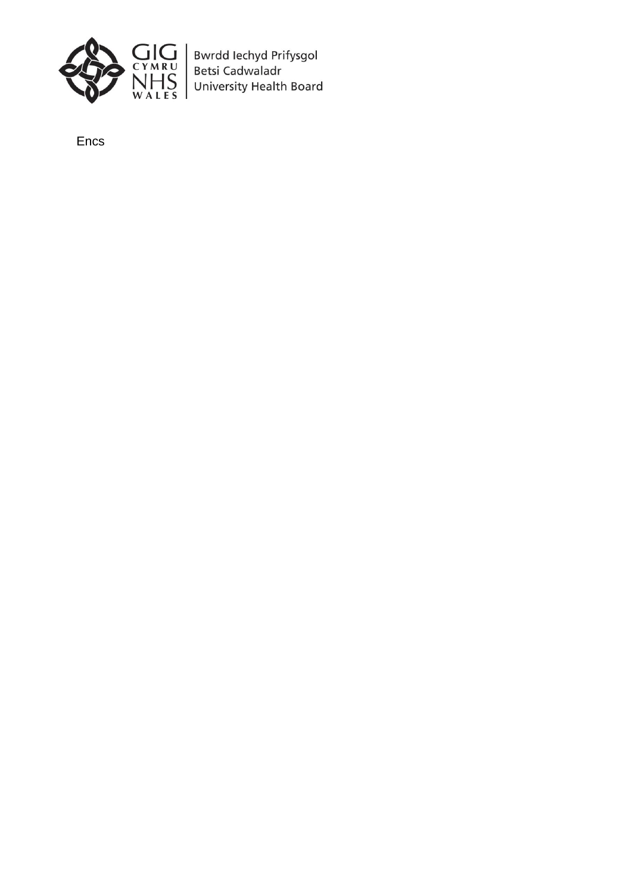Encs